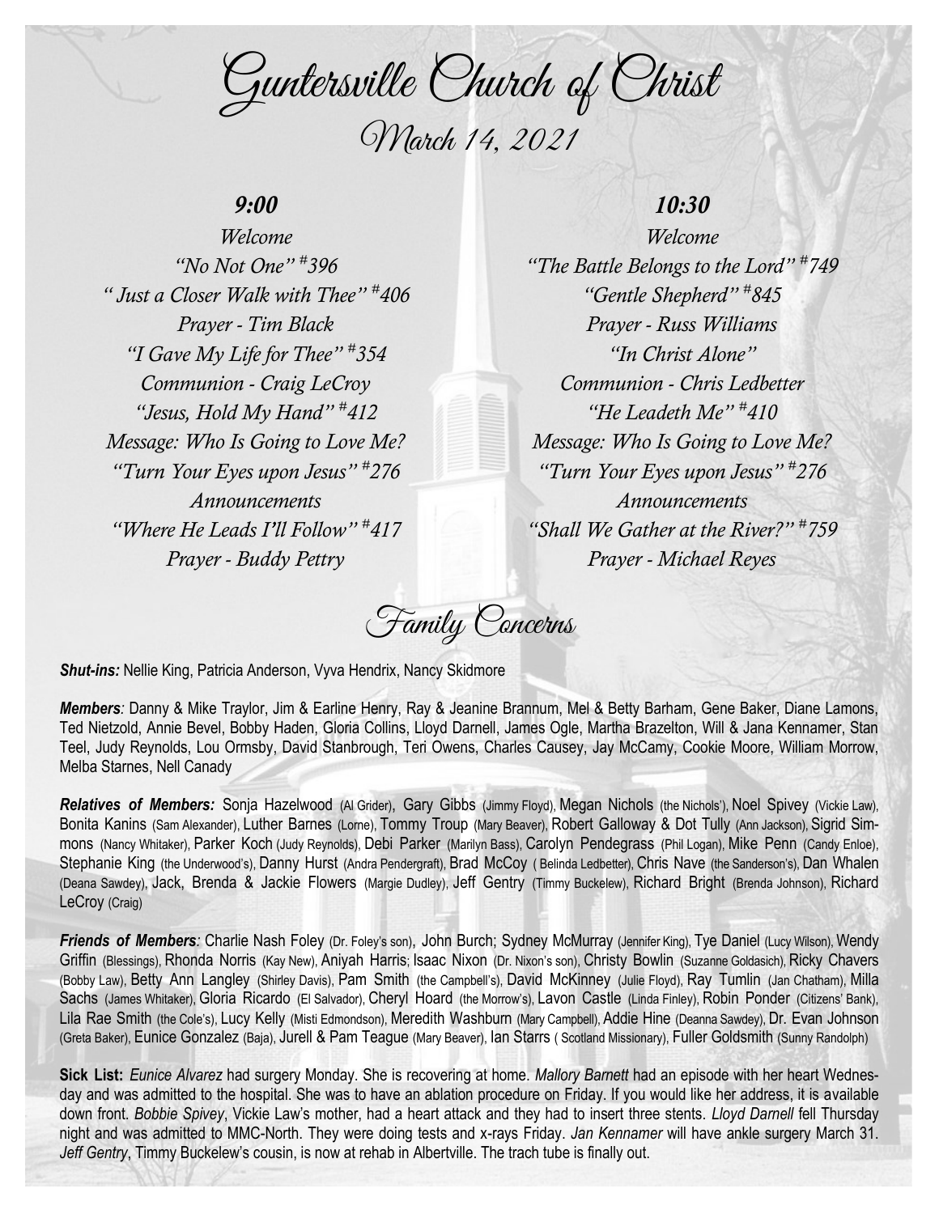# Guntersville Church of Christ

## March 14, 2021

### 9:00

*Welcome*
*"No Not One" #396*
*" Just a Closer Walk with Thee" #406*
*Prayer - Tim Black*
*"I Gave My Life for Thee" #354*
*Communion - Craig LeCroy*
*"Jesus, Hold My Hand" #412*
*Message: Who Is Going to Love Me?*
*"Turn Your Eyes upon Jesus" #276*
*Announcements*
*"Where He Leads I'll Follow" #417*
*Prayer - Buddy Pettry*

### 10:30

*Welcome*
*"The Battle Belongs to the Lord" #749*
*"Gentle Shepherd" #845*
*Prayer - Russ Williams*
*"In Christ Alone"*
*Communion - Chris Ledbetter*
*"He Leadeth Me" #410*
*Message: Who Is Going to Love Me?*
*"Turn Your Eyes upon Jesus" #276*
*Announcements*
*"Shall We Gather at the River?" #759*
*Prayer - Michael Reyes*

## Family Concerns

***Shut-ins:*** Nellie King, Patricia Anderson, Vyva Hendrix, Nancy Skidmore

***Members:*** Danny & Mike Traylor, Jim & Earline Henry, Ray & Jeanine Brannum, Mel & Betty Barham, Gene Baker, Diane Lamons, Ted Nietzold, Annie Bevel, Bobby Haden, Gloria Collins, Lloyd Darnell, James Ogle, Martha Brazelton, Will & Jana Kennamer, Stan Teel, Judy Reynolds, Lou Ormsby, David Stanbrough, Teri Owens, Charles Causey, Jay McCamy, Cookie Moore, William Morrow, Melba Starnes, Nell Canady

***Relatives of Members:*** Sonja Hazelwood (Al Grider), Gary Gibbs (Jimmy Floyd), Megan Nichols (the Nichols'), Noel Spivey (Vickie Law), Bonita Kanins (Sam Alexander), Luther Barnes (Lorne), Tommy Troup (Mary Beaver), Robert Galloway & Dot Tully (Ann Jackson), Sigrid Simmons (Nancy Whitaker), Parker Koch (Judy Reynolds), Debi Parker (Marilyn Bass), Carolyn Pendegrass (Phil Logan), Mike Penn (Candy Enloe), Stephanie King (the Underwood's), Danny Hurst (Andra Pendergraft), Brad McCoy ( Belinda Ledbetter), Chris Nave (the Sanderson's), Dan Whalen (Deana Sawdey), Jack, Brenda & Jackie Flowers (Margie Dudley), Jeff Gentry (Timmy Buckelew), Richard Bright (Brenda Johnson), Richard LeCroy (Craig)

***Friends of Members:*** Charlie Nash Foley (Dr. Foley's son), John Burch; Sydney McMurray (Jennifer King), Tye Daniel (Lucy Wilson), Wendy Griffin (Blessings), Rhonda Norris (Kay New), Aniyah Harris; Isaac Nixon (Dr. Nixon's son), Christy Bowlin (Suzanne Goldasich), Ricky Chavers (Bobby Law), Betty Ann Langley (Shirley Davis), Pam Smith (the Campbell's), David McKinney (Julie Floyd), Ray Tumlin (Jan Chatham), Milla Sachs (James Whitaker), Gloria Ricardo (El Salvador), Cheryl Hoard (the Morrow's), Lavon Castle (Linda Finley), Robin Ponder (Citizens' Bank), Lila Rae Smith (the Cole's), Lucy Kelly (Misti Edmondson), Meredith Washburn (Mary Campbell), Addie Hine (Deanna Sawdey), Dr. Evan Johnson (Greta Baker), Eunice Gonzalez (Baja), Jurell & Pam Teague (Mary Beaver), Ian Starrs ( Scotland Missionary), Fuller Goldsmith (Sunny Randolph)

**Sick List:** *Eunice Alvarez* had surgery Monday. She is recovering at home. *Mallory Barnett* had an episode with her heart Wednesday and was admitted to the hospital. She was to have an ablation procedure on Friday. If you would like her address, it is available down front. *Bobbie Spivey*, Vickie Law's mother, had a heart attack and they had to insert three stents. *Lloyd Darnell* fell Thursday night and was admitted to MMC-North. They were doing tests and x-rays Friday. *Jan Kennamer* will have ankle surgery March 31. *Jeff Gentry*, Timmy Buckelew's cousin, is now at rehab in Albertville. The trach tube is finally out.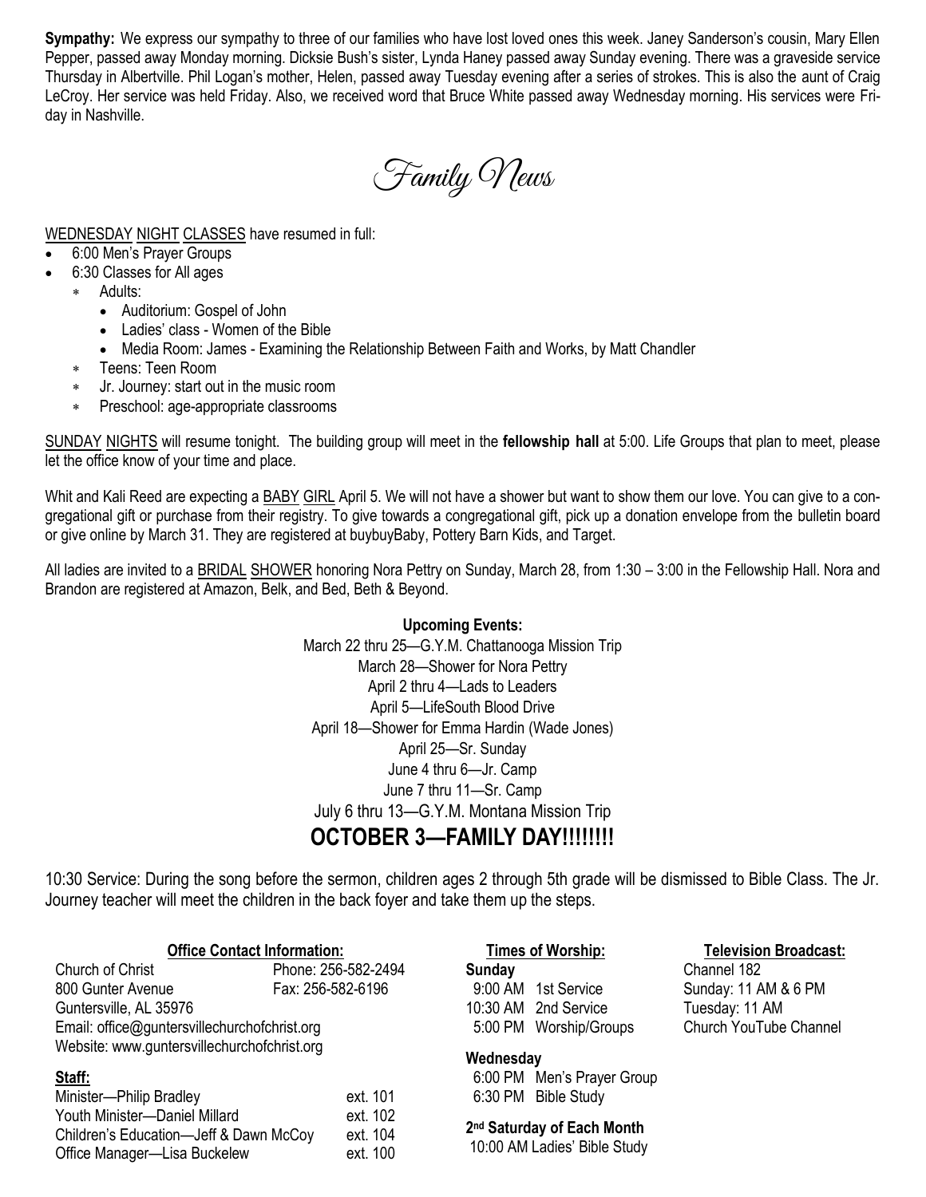**Sympathy:** We express our sympathy to three of our families who have lost loved ones this week. Janey Sanderson's cousin, Mary Ellen Pepper, passed away Monday morning. Dicksie Bush's sister, Lynda Haney passed away Sunday evening. There was a graveside service Thursday in Albertville. Phil Logan's mother, Helen, passed away Tuesday evening after a series of strokes. This is also the aunt of Craig LeCroy. Her service was held Friday. Also, we received word that Bruce White passed away Wednesday morning. His services were Friday in Nashville.

# Family News

WEDNESDAY NIGHT CLASSES have resumed in full:

- 6:00 Men's Prayer Groups
- 6:30 Classes for All ages
  - Adults:
    - Auditorium: Gospel of John
    - Ladies' class - Women of the Bible
    - Media Room: James - Examining the Relationship Between Faith and Works, by Matt Chandler
  - Teens: Teen Room
  - Jr. Journey: start out in the music room
  - Preschool: age-appropriate classrooms

SUNDAY NIGHTS will resume tonight. The building group will meet in the **fellowship hall** at 5:00. Life Groups that plan to meet, please let the office know of your time and place.

Whit and Kali Reed are expecting a BABY GIRL April 5. We will not have a shower but want to show them our love. You can give to a congregational gift or purchase from their registry. To give towards a congregational gift, pick up a donation envelope from the bulletin board or give online by March 31. They are registered at buybuyBaby, Pottery Barn Kids, and Target.

All ladies are invited to a BRIDAL SHOWER honoring Nora Pettry on Sunday, March 28, from 1:30 – 3:00 in the Fellowship Hall. Nora and Brandon are registered at Amazon, Belk, and Bed, Beth & Beyond.

**Upcoming Events:**

March 22 thru 25—G.Y.M. Chattanooga Mission Trip
March 28—Shower for Nora Pettry
April 2 thru 4—Lads to Leaders
April 5—LifeSouth Blood Drive
April 18—Shower for Emma Hardin (Wade Jones)
April 25—Sr. Sunday
June 4 thru 6—Jr. Camp
June 7 thru 11—Sr. Camp
July 6 thru 13—G.Y.M. Montana Mission Trip

## OCTOBER 3—FAMILY DAY!!!!!!!!

10:30 Service: During the song before the sermon, children ages 2 through 5th grade will be dismissed to Bible Class. The Jr. Journey teacher will meet the children in the back foyer and take them up the steps.

**Office Contact Information:**

Church of Christ — Phone: 256-582-2494
800 Gunter Avenue — Fax: 256-582-6196
Guntersville, AL 35976
Email: office@guntersvillechurchofchrist.org
Website: www.guntersvillechurchofchrist.org

**Staff:**

| | |
|---|---|
| Minister—Philip Bradley | ext. 101 |
| Youth Minister—Daniel Millard | ext. 102 |
| Children's Education—Jeff & Dawn McCoy | ext. 104 |
| Office Manager—Lisa Buckelew | ext. 100 |

**Times of Worship:**

**Sunday**
9:00 AM 1st Service
10:30 AM 2nd Service
5:00 PM Worship/Groups

**Wednesday**
6:00 PM Men's Prayer Group
6:30 PM Bible Study

**2nd Saturday of Each Month**
10:00 AM Ladies' Bible Study

**Television Broadcast:**

Channel 182
Sunday: 11 AM & 6 PM
Tuesday: 11 AM
Church YouTube Channel